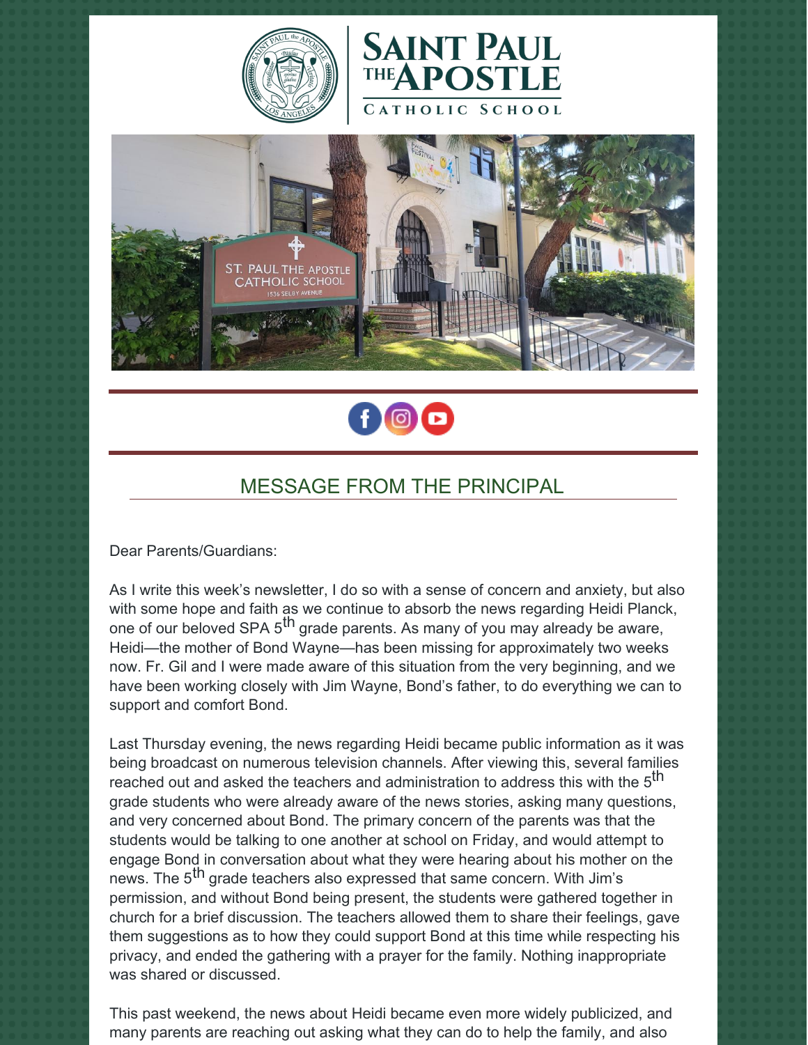# SAINT PAUL THE APOSTLE

CATHOLIC SCHOOL

## MESSAGE FROM THE PRINCIPAL

Dear Parents/Guardians:

As I write this week's newsletter, I do so with a sense of concern and anxiety, but also with some hope and faith as we continue to absorb the news regarding Heidi Planck, one of our beloved SPA 5th grade parents. As many of you may already be aware, Heidi—the mother of Bond Wayne—has been missing for approximately two weeks now. Fr. Gil and I were made aware of this situation from the very beginning, and we have been working closely with Jim Wayne, Bond's father, to do everything we can to support and comfort Bond.

Last Thursday evening, the news regarding Heidi became public information as it was being broadcast on numerous television channels. After viewing this, several families reached out and asked the teachers and administration to address this with the 5th grade students who were already aware of the news stories, asking many questions, and very concerned about Bond. The primary concern of the parents was that the students would be talking to one another at school on Friday, and would attempt to engage Bond in conversation about what they were hearing about his mother on the news. The 5th grade teachers also expressed that same concern. With Jim's permission, and without Bond being present, the students were gathered together in church for a brief discussion. The teachers allowed them to share their feelings, gave them suggestions as to how they could support Bond at this time while respecting his privacy, and ended the gathering with a prayer for the family. Nothing inappropriate was shared or discussed.

This past weekend, the news about Heidi became even more widely publicized, and many parents are reaching out asking what they can do to help the family, and also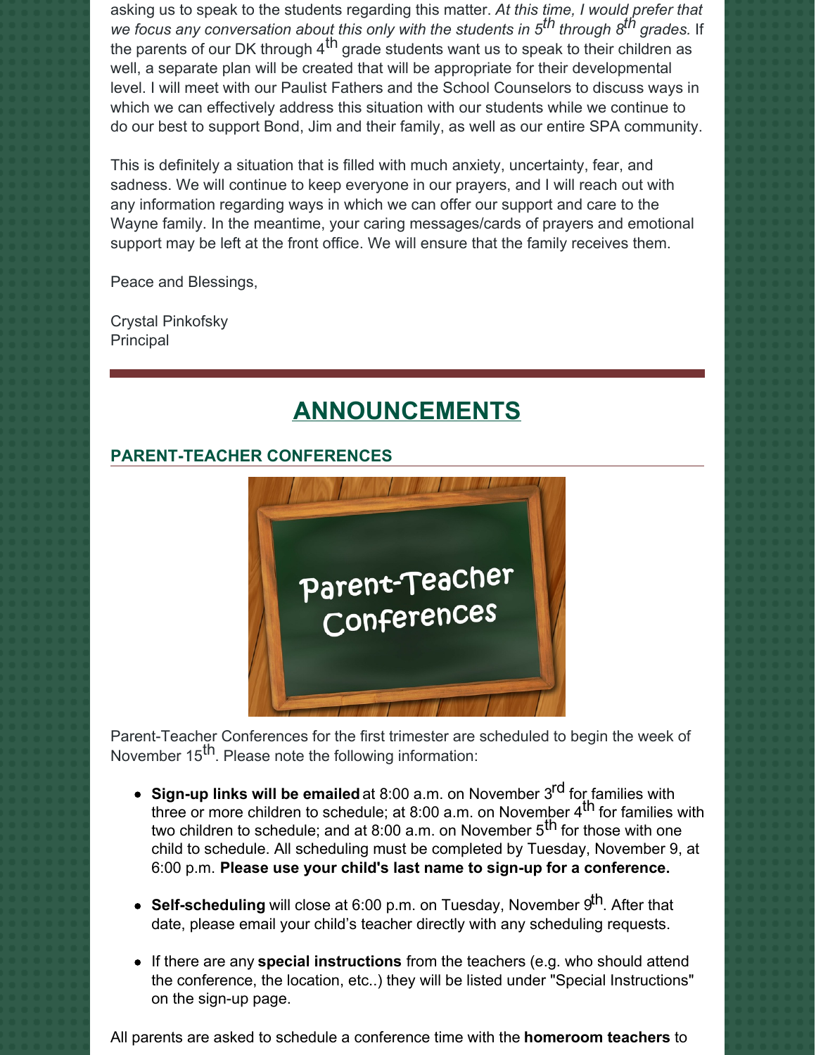asking us to speak to the students regarding this matter. *At this time, I would prefer that we focus any conversation about this only with the students in 5th through 8th grades.* If the parents of our DK through 4th grade students want us to speak to their children as well, a separate plan will be created that will be appropriate for their developmental level. I will meet with our Paulist Fathers and the School Counselors to discuss ways in which we can effectively address this situation with our students while we continue to do our best to support Bond, Jim and their family, as well as our entire SPA community.

This is definitely a situation that is filled with much anxiety, uncertainty, fear, and sadness. We will continue to keep everyone in our prayers, and I will reach out with any information regarding ways in which we can offer our support and care to the Wayne family. In the meantime, your caring messages/cards of prayers and emotional support may be left at the front office. We will ensure that the family receives them.

Peace and Blessings,

Crystal Pinkofsky
Principal

---

# ANNOUNCEMENTS

## PARENT-TEACHER CONFERENCES

Parent-Teacher Conferences for the first trimester are scheduled to begin the week of November 15th. Please note the following information:

- **Sign-up links will be emailed** at 8:00 a.m. on November 3rd for families with three or more children to schedule; at 8:00 a.m. on November 4th for families with two children to schedule; and at 8:00 a.m. on November 5th for those with one child to schedule. All scheduling must be completed by Tuesday, November 9, at 6:00 p.m. **Please use your child's last name to sign-up for a conference.**
- **Self-scheduling** will close at 6:00 p.m. on Tuesday, November 9th. After that date, please email your child's teacher directly with any scheduling requests.
- If there are any **special instructions** from the teachers (e.g. who should attend the conference, the location, etc..) they will be listed under "Special Instructions" on the sign-up page.

All parents are asked to schedule a conference time with the **homeroom teachers** to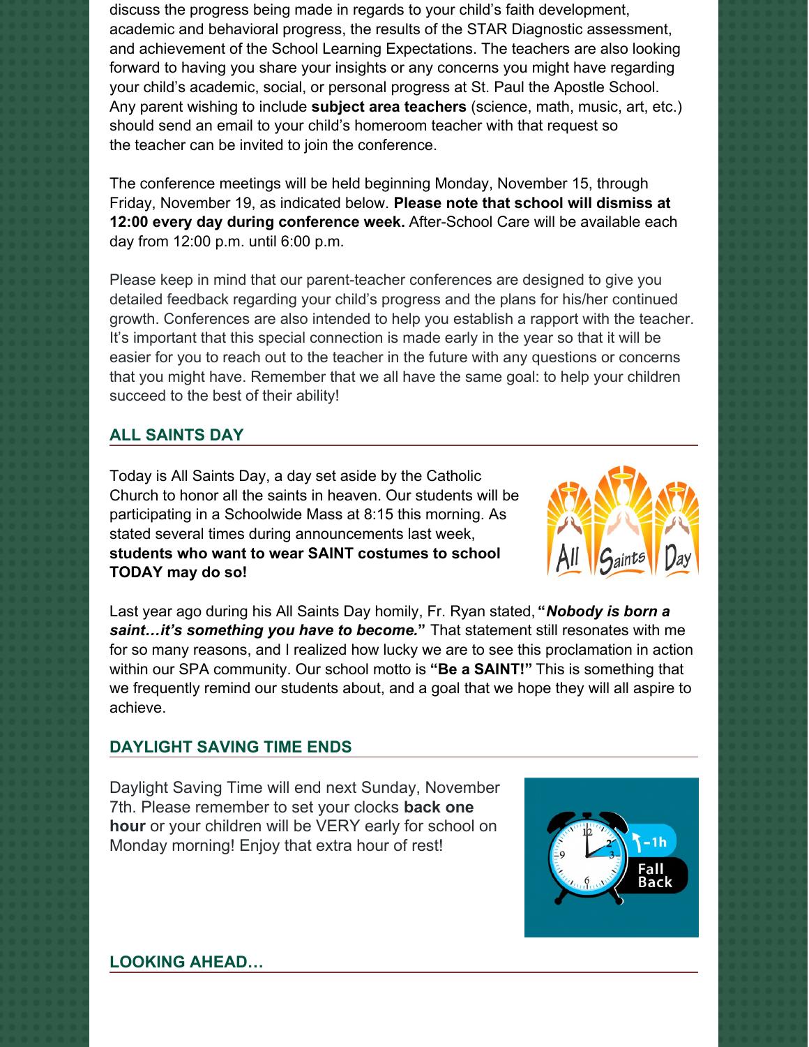discuss the progress being made in regards to your child's faith development, academic and behavioral progress, the results of the STAR Diagnostic assessment, and achievement of the School Learning Expectations. The teachers are also looking forward to having you share your insights or any concerns you might have regarding your child's academic, social, or personal progress at St. Paul the Apostle School. Any parent wishing to include **subject area teachers** (science, math, music, art, etc.) should send an email to your child's homeroom teacher with that request so the teacher can be invited to join the conference.

The conference meetings will be held beginning Monday, November 15, through Friday, November 19, as indicated below. **Please note that school will dismiss at 12:00 every day during conference week.** After-School Care will be available each day from 12:00 p.m. until 6:00 p.m.

Please keep in mind that our parent-teacher conferences are designed to give you detailed feedback regarding your child's progress and the plans for his/her continued growth. Conferences are also intended to help you establish a rapport with the teacher. It's important that this special connection is made early in the year so that it will be easier for you to reach out to the teacher in the future with any questions or concerns that you might have. Remember that we all have the same goal: to help your children succeed to the best of their ability!

## ALL SAINTS DAY

Today is All Saints Day, a day set aside by the Catholic Church to honor all the saints in heaven. Our students will be participating in a Schoolwide Mass at 8:15 this morning. As stated several times during announcements last week, **students who want to wear SAINT costumes to school TODAY may do so!**

Last year ago during his All Saints Day homily, Fr. Ryan stated, **"*Nobody is born a saint…it's something you have to become.*"** That statement still resonates with me for so many reasons, and I realized how lucky we are to see this proclamation in action within our SPA community. Our school motto is **"Be a SAINT!"** This is something that we frequently remind our students about, and a goal that we hope they will all aspire to achieve.

## DAYLIGHT SAVING TIME ENDS

Daylight Saving Time will end next Sunday, November 7th. Please remember to set your clocks **back one hour** or your children will be VERY early for school on Monday morning! Enjoy that extra hour of rest!

## LOOKING AHEAD…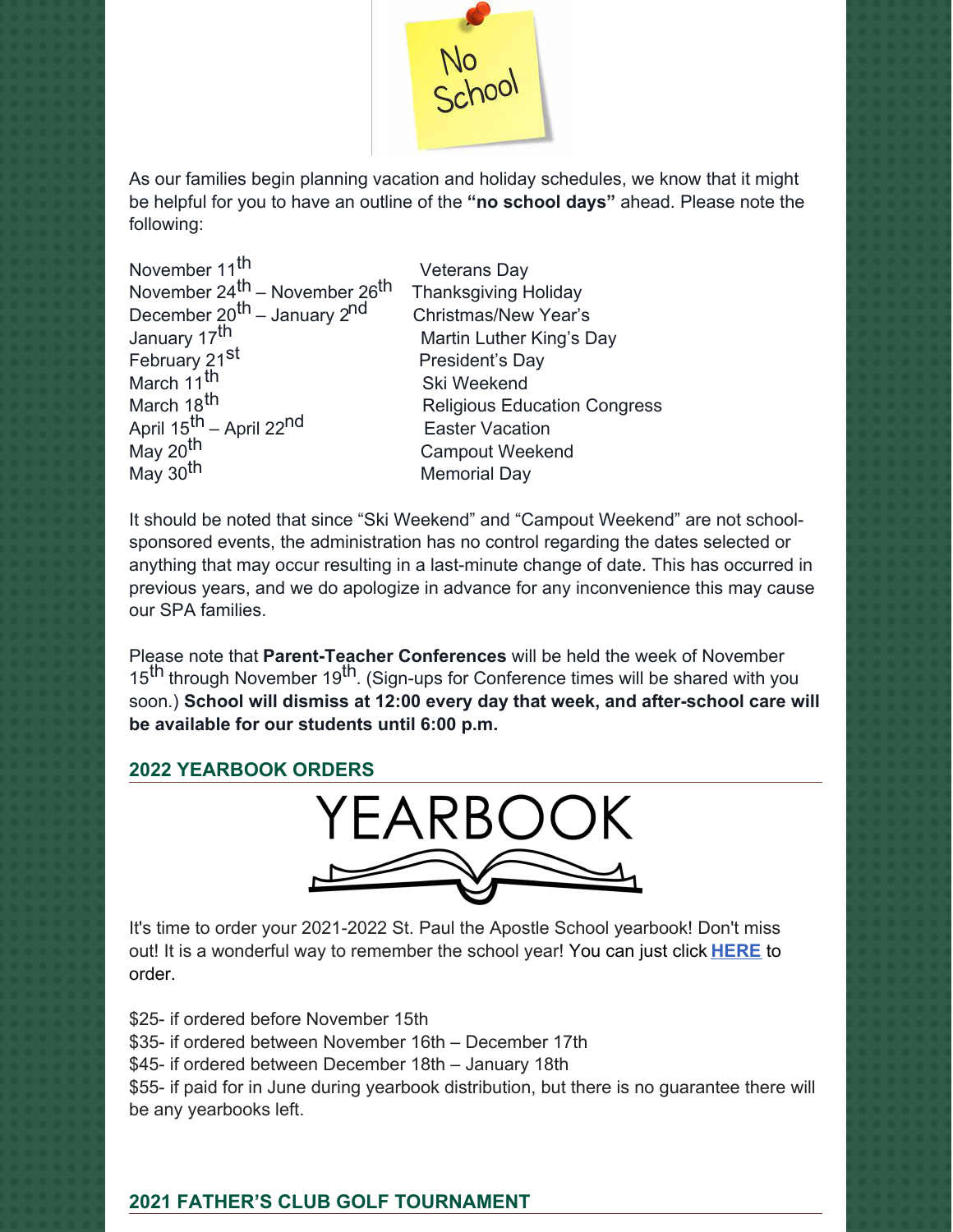As our families begin planning vacation and holiday schedules, we know that it might be helpful for you to have an outline of the **"no school days"** ahead. Please note the following:

| | |
|---|---|
| November 11$^{th}$ | Veterans Day |
| November 24$^{th}$ – November 26$^{th}$ | Thanksgiving Holiday |
| December 20$^{th}$ – January 2$^{nd}$ | Christmas/New Year's |
| January 17$^{th}$ | Martin Luther King's Day |
| February 21$^{st}$ | President's Day |
| March 11$^{th}$ | Ski Weekend |
| March 18$^{th}$ | Religious Education Congress |
| April 15$^{th}$ – April 22$^{nd}$ | Easter Vacation |
| May 20$^{th}$ | Campout Weekend |
| May 30$^{th}$ | Memorial Day |

It should be noted that since "Ski Weekend" and "Campout Weekend" are not school-sponsored events, the administration has no control regarding the dates selected or anything that may occur resulting in a last-minute change of date. This has occurred in previous years, and we do apologize in advance for any inconvenience this may cause our SPA families.

Please note that **Parent-Teacher Conferences** will be held the week of November 15$^{th}$ through November 19$^{th}$. (Sign-ups for Conference times will be shared with you soon.) **School will dismiss at 12:00 every day that week, and after-school care will be available for our students until 6:00 p.m.**

## 2022 YEARBOOK ORDERS

It's time to order your 2021-2022 St. Paul the Apostle School yearbook! Don't miss out! It is a wonderful way to remember the school year! You can just click **HERE** to order.

$25- if ordered before November 15th
$35- if ordered between November 16th – December 17th
$45- if ordered between December 18th – January 18th
$55- if paid for in June during yearbook distribution, but there is no guarantee there will be any yearbooks left.

## 2021 FATHER'S CLUB GOLF TOURNAMENT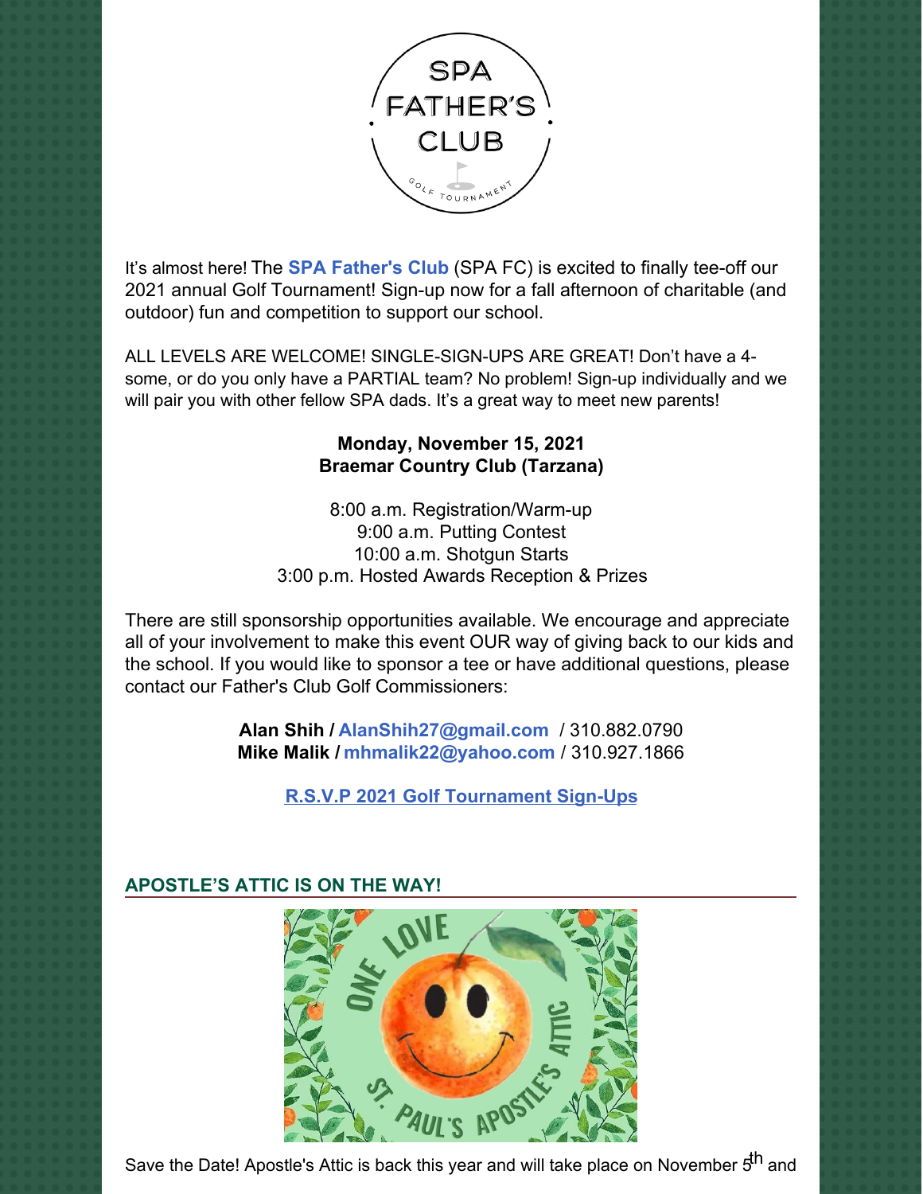It's almost here! The **SPA Father's Club** (SPA FC) is excited to finally tee-off our 2021 annual Golf Tournament! Sign-up now for a fall afternoon of charitable (and outdoor) fun and competition to support our school.

ALL LEVELS ARE WELCOME! SINGLE-SIGN-UPS ARE GREAT! Don't have a 4-some, or do you only have a PARTIAL team? No problem! Sign-up individually and we will pair you with other fellow SPA dads. It's a great way to meet new parents!

**Monday, November 15, 2021**
**Braemar Country Club (Tarzana)**

8:00 a.m. Registration/Warm-up
9:00 a.m. Putting Contest
10:00 a.m. Shotgun Starts
3:00 p.m. Hosted Awards Reception & Prizes

There are still sponsorship opportunities available. We encourage and appreciate all of your involvement to make this event OUR way of giving back to our kids and the school. If you would like to sponsor a tee or have additional questions, please contact our Father's Club Golf Commissioners:

**Alan Shih / AlanShih27@gmail.com** / 310.882.0790
**Mike Malik / mhmalik22@yahoo.com** / 310.927.1866

**R.S.V.P 2021 Golf Tournament Sign-Ups**

## APOSTLE'S ATTIC IS ON THE WAY!

Save the Date! Apostle's Attic is back this year and will take place on November 5th and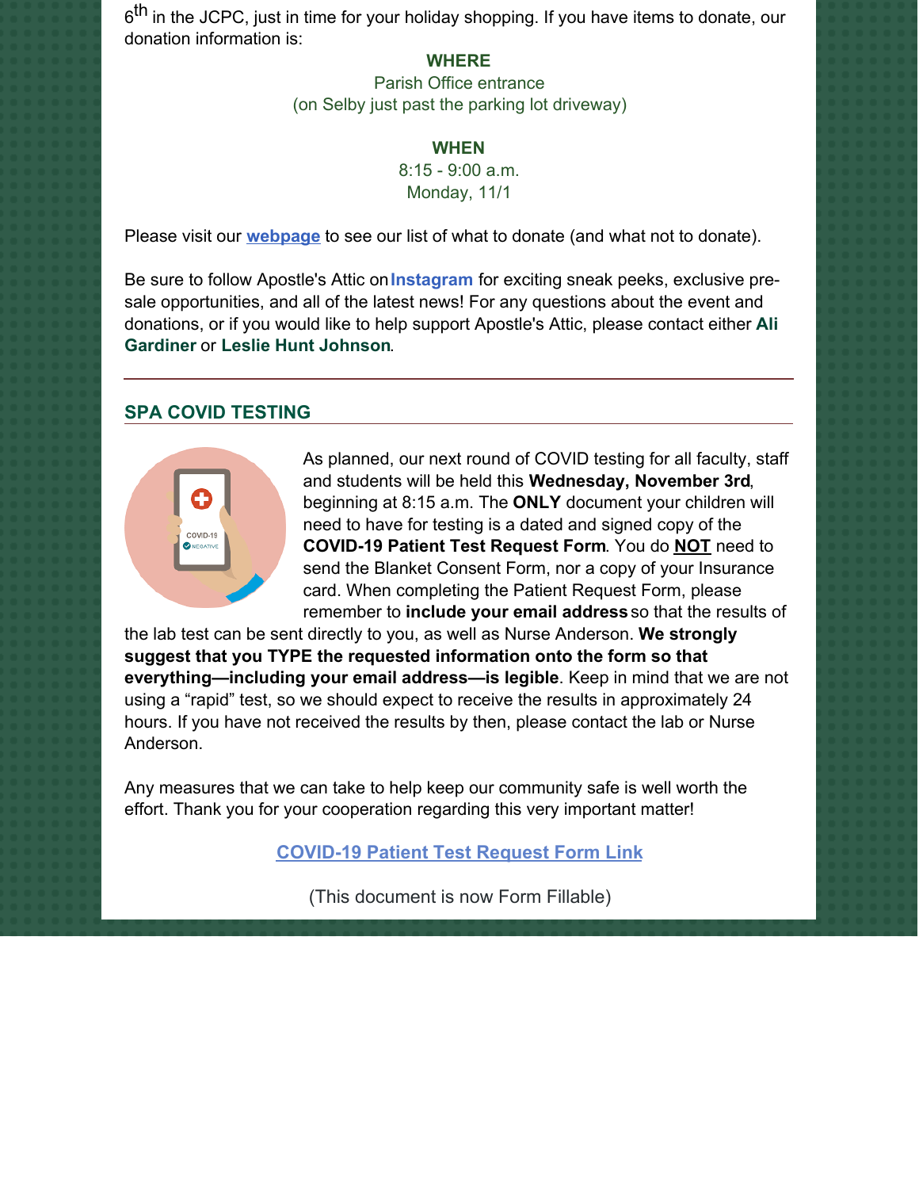6th in the JCPC, just in time for your holiday shopping. If you have items to donate, our donation information is:

**WHERE**
Parish Office entrance
(on Selby just past the parking lot driveway)

**WHEN**
8:15 - 9:00 a.m.
Monday, 11/1

Please visit our **webpage** to see our list of what to donate (and what not to donate).

Be sure to follow Apostle's Attic on **Instagram** for exciting sneak peeks, exclusive pre-sale opportunities, and all of the latest news! For any questions about the event and donations, or if you would like to help support Apostle's Attic, please contact either **Ali Gardiner** or **Leslie Hunt Johnson**.

---

## SPA COVID TESTING

As planned, our next round of COVID testing for all faculty, staff and students will be held this **Wednesday, November 3rd**, beginning at 8:15 a.m. The **ONLY** document your children will need to have for testing is a dated and signed copy of the **COVID-19 Patient Test Request Form**. You do **NOT** need to send the Blanket Consent Form, nor a copy of your Insurance card. When completing the Patient Request Form, please remember to **include your email address** so that the results of the lab test can be sent directly to you, as well as Nurse Anderson. **We strongly suggest that you TYPE the requested information onto the form so that everything—including your email address—is legible**. Keep in mind that we are not using a "rapid" test, so we should expect to receive the results in approximately 24 hours. If you have not received the results by then, please contact the lab or Nurse Anderson.

Any measures that we can take to help keep our community safe is well worth the effort. Thank you for your cooperation regarding this very important matter!

**COVID-19 Patient Test Request Form Link**

(This document is now Form Fillable)